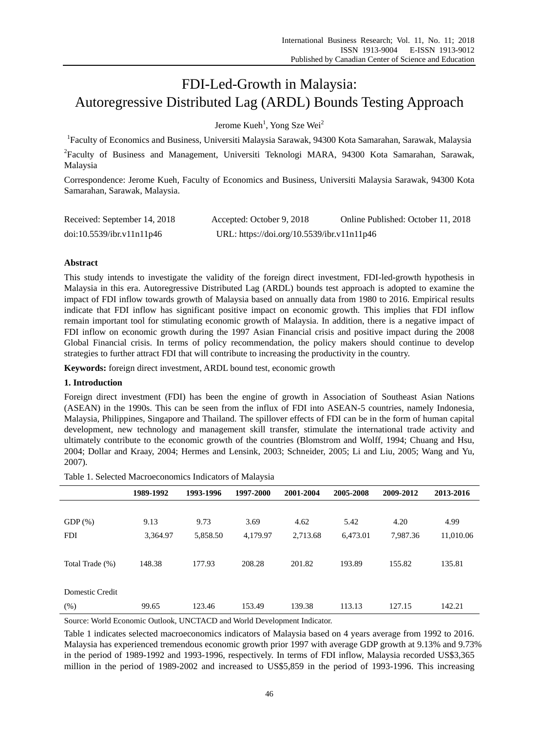# FDI-Led-Growth in Malaysia: Autoregressive Distributed Lag (ARDL) Bounds Testing Approach

Jerome Kueh[1], Yong Sze Wei[2]

[1]Faculty of Economics and Business, Universiti Malaysia Sarawak, 94300 Kota Samarahan, Sarawak, Malaysia

[2]Faculty of Business and Management, Universiti Teknologi MARA, 94300 Kota Samarahan, Sarawak, Malaysia

Correspondence: Jerome Kueh, Faculty of Economics and Business, Universiti Malaysia Sarawak, 94300 Kota Samarahan, Sarawak, Malaysia.

Received: September 14, 2018 Accepted: October 9, 2018 Online Published: October 11, 2018

doi:10.5539/ibr.v11n11p46 URL: https://doi.org/10.5539/ibr.v11n11p46

**Abstract**

This study intends to investigate the validity of the foreign direct investment, FDI-led-growth hypothesis in Malaysia in this era. Autoregressive Distributed Lag (ARDL) bounds test approach is adopted to examine the impact of FDI inflow towards growth of Malaysia based on annually data from 1980 to 2016. Empirical results indicate that FDI inflow has significant positive impact on economic growth. This implies that FDI inflow remain important tool for stimulating economic growth of Malaysia. In addition, there is a negative impact of FDI inflow on economic growth during the 1997 Asian Financial crisis and positive impact during the 2008 Global Financial crisis. In terms of policy recommendation, the policy makers should continue to develop strategies to further attract FDI that will contribute to increasing the productivity in the country.

**Keywords:** foreign direct investment, ARDL bound test, economic growth

## 1. Introduction

Foreign direct investment (FDI) has been the engine of growth in Association of Southeast Asian Nations (ASEAN) in the 1990s. This can be seen from the influx of FDI into ASEAN-5 countries, namely Indonesia, Malaysia, Philippines, Singapore and Thailand. The spillover effects of FDI can be in the form of human capital development, new technology and management skill transfer, stimulate the international trade activity and ultimately contribute to the economic growth of the countries (Blomstrom and Wolff, 1994; Chuang and Hsu, 2004; Dollar and Kraay, 2004; Hermes and Lensink, 2003; Schneider, 2005; Li and Liu, 2005; Wang and Yu, 2007).

Table 1. Selected Macroeconomics Indicators of Malaysia

| | 1989-1992 | 1993-1996 | 1997-2000 | 2001-2004 | 2005-2008 | 2009-2012 | 2013-2016 |
|---|---|---|---|---|---|---|---|
| GDP (%) | 9.13 | 9.73 | 3.69 | 4.62 | 5.42 | 4.20 | 4.99 |
| FDI | 3,364.97 | 5,858.50 | 4,179.97 | 2,713.68 | 6,473.01 | 7,987.36 | 11,010.06 |
| Total Trade (%) | 148.38 | 177.93 | 208.28 | 201.82 | 193.89 | 155.82 | 135.81 |
| Domestic Credit (%) | 99.65 | 123.46 | 153.49 | 139.38 | 113.13 | 127.15 | 142.21 |

Source: World Economic Outlook, UNCTACD and World Development Indicator.

Table 1 indicates selected macroeconomics indicators of Malaysia based on 4 years average from 1992 to 2016. Malaysia has experienced tremendous economic growth prior 1997 with average GDP growth at 9.13% and 9.73% in the period of 1989-1992 and 1993-1996, respectively. In terms of FDI inflow, Malaysia recorded US$3,365 million in the period of 1989-2002 and increased to US$5,859 in the period of 1993-1996. This increasing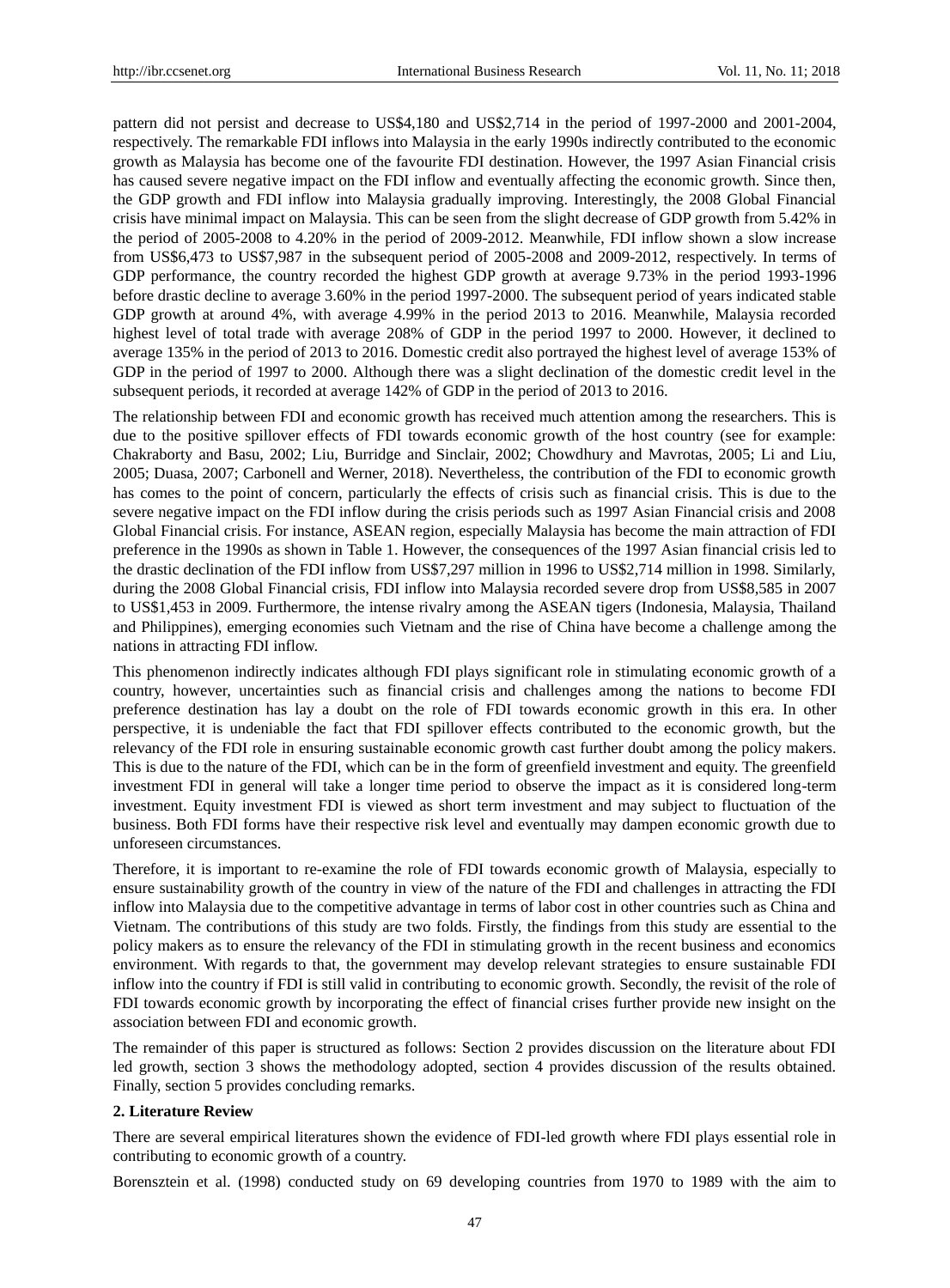pattern did not persist and decrease to US$4,180 and US$2,714 in the period of 1997-2000 and 2001-2004, respectively. The remarkable FDI inflows into Malaysia in the early 1990s indirectly contributed to the economic growth as Malaysia has become one of the favourite FDI destination. However, the 1997 Asian Financial crisis has caused severe negative impact on the FDI inflow and eventually affecting the economic growth. Since then, the GDP growth and FDI inflow into Malaysia gradually improving. Interestingly, the 2008 Global Financial crisis have minimal impact on Malaysia. This can be seen from the slight decrease of GDP growth from 5.42% in the period of 2005-2008 to 4.20% in the period of 2009-2012. Meanwhile, FDI inflow shown a slow increase from US$6,473 to US$7,987 in the subsequent period of 2005-2008 and 2009-2012, respectively. In terms of GDP performance, the country recorded the highest GDP growth at average 9.73% in the period 1993-1996 before drastic decline to average 3.60% in the period 1997-2000. The subsequent period of years indicated stable GDP growth at around 4%, with average 4.99% in the period 2013 to 2016. Meanwhile, Malaysia recorded highest level of total trade with average 208% of GDP in the period 1997 to 2000. However, it declined to average 135% in the period of 2013 to 2016. Domestic credit also portrayed the highest level of average 153% of GDP in the period of 1997 to 2000. Although there was a slight declination of the domestic credit level in the subsequent periods, it recorded at average 142% of GDP in the period of 2013 to 2016.

The relationship between FDI and economic growth has received much attention among the researchers. This is due to the positive spillover effects of FDI towards economic growth of the host country (see for example: Chakraborty and Basu, 2002; Liu, Burridge and Sinclair, 2002; Chowdhury and Mavrotas, 2005; Li and Liu, 2005; Duasa, 2007; Carbonell and Werner, 2018). Nevertheless, the contribution of the FDI to economic growth has comes to the point of concern, particularly the effects of crisis such as financial crisis. This is due to the severe negative impact on the FDI inflow during the crisis periods such as 1997 Asian Financial crisis and 2008 Global Financial crisis. For instance, ASEAN region, especially Malaysia has become the main attraction of FDI preference in the 1990s as shown in Table 1. However, the consequences of the 1997 Asian financial crisis led to the drastic declination of the FDI inflow from US$7,297 million in 1996 to US$2,714 million in 1998. Similarly, during the 2008 Global Financial crisis, FDI inflow into Malaysia recorded severe drop from US$8,585 in 2007 to US$1,453 in 2009. Furthermore, the intense rivalry among the ASEAN tigers (Indonesia, Malaysia, Thailand and Philippines), emerging economies such Vietnam and the rise of China have become a challenge among the nations in attracting FDI inflow.

This phenomenon indirectly indicates although FDI plays significant role in stimulating economic growth of a country, however, uncertainties such as financial crisis and challenges among the nations to become FDI preference destination has lay a doubt on the role of FDI towards economic growth in this era. In other perspective, it is undeniable the fact that FDI spillover effects contributed to the economic growth, but the relevancy of the FDI role in ensuring sustainable economic growth cast further doubt among the policy makers. This is due to the nature of the FDI, which can be in the form of greenfield investment and equity. The greenfield investment FDI in general will take a longer time period to observe the impact as it is considered long-term investment. Equity investment FDI is viewed as short term investment and may subject to fluctuation of the business. Both FDI forms have their respective risk level and eventually may dampen economic growth due to unforeseen circumstances.

Therefore, it is important to re-examine the role of FDI towards economic growth of Malaysia, especially to ensure sustainability growth of the country in view of the nature of the FDI and challenges in attracting the FDI inflow into Malaysia due to the competitive advantage in terms of labor cost in other countries such as China and Vietnam. The contributions of this study are two folds. Firstly, the findings from this study are essential to the policy makers as to ensure the relevancy of the FDI in stimulating growth in the recent business and economics environment. With regards to that, the government may develop relevant strategies to ensure sustainable FDI inflow into the country if FDI is still valid in contributing to economic growth. Secondly, the revisit of the role of FDI towards economic growth by incorporating the effect of financial crises further provide new insight on the association between FDI and economic growth.

The remainder of this paper is structured as follows: Section 2 provides discussion on the literature about FDI led growth, section 3 shows the methodology adopted, section 4 provides discussion of the results obtained. Finally, section 5 provides concluding remarks.

## 2. Literature Review

There are several empirical literatures shown the evidence of FDI-led growth where FDI plays essential role in contributing to economic growth of a country.

Borensztein et al. (1998) conducted study on 69 developing countries from 1970 to 1989 with the aim to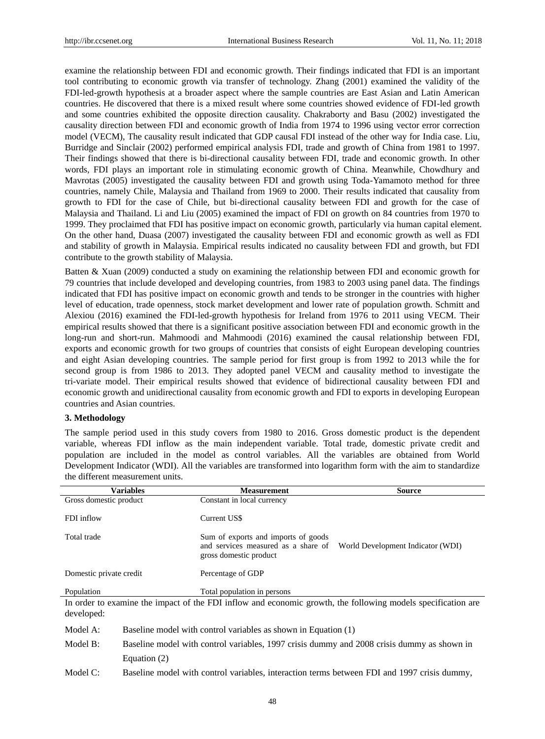examine the relationship between FDI and economic growth. Their findings indicated that FDI is an important tool contributing to economic growth via transfer of technology. Zhang (2001) examined the validity of the FDI-led-growth hypothesis at a broader aspect where the sample countries are East Asian and Latin American countries. He discovered that there is a mixed result where some countries showed evidence of FDI-led growth and some countries exhibited the opposite direction causality. Chakraborty and Basu (2002) investigated the causality direction between FDI and economic growth of India from 1974 to 1996 using vector error correction model (VECM), The causality result indicated that GDP causal FDI instead of the other way for India case. Liu, Burridge and Sinclair (2002) performed empirical analysis FDI, trade and growth of China from 1981 to 1997. Their findings showed that there is bi-directional causality between FDI, trade and economic growth. In other words, FDI plays an important role in stimulating economic growth of China. Meanwhile, Chowdhury and Mavrotas (2005) investigated the causality between FDI and growth using Toda-Yamamoto method for three countries, namely Chile, Malaysia and Thailand from 1969 to 2000. Their results indicated that causality from growth to FDI for the case of Chile, but bi-directional causality between FDI and growth for the case of Malaysia and Thailand. Li and Liu (2005) examined the impact of FDI on growth on 84 countries from 1970 to 1999. They proclaimed that FDI has positive impact on economic growth, particularly via human capital element. On the other hand, Duasa (2007) investigated the causality between FDI and economic growth as well as FDI and stability of growth in Malaysia. Empirical results indicated no causality between FDI and growth, but FDI contribute to the growth stability of Malaysia.

Batten & Xuan (2009) conducted a study on examining the relationship between FDI and economic growth for 79 countries that include developed and developing countries, from 1983 to 2003 using panel data. The findings indicated that FDI has positive impact on economic growth and tends to be stronger in the countries with higher level of education, trade openness, stock market development and lower rate of population growth. Schmitt and Alexiou (2016) examined the FDI-led-growth hypothesis for Ireland from 1976 to 2011 using VECM. Their empirical results showed that there is a significant positive association between FDI and economic growth in the long-run and short-run. Mahmoodi and Mahmoodi (2016) examined the causal relationship between FDI, exports and economic growth for two groups of countries that consists of eight European developing countries and eight Asian developing countries. The sample period for first group is from 1992 to 2013 while the for second group is from 1986 to 2013. They adopted panel VECM and causality method to investigate the tri-variate model. Their empirical results showed that evidence of bidirectional causality between FDI and economic growth and unidirectional causality from economic growth and FDI to exports in developing European countries and Asian countries.

## 3. Methodology

The sample period used in this study covers from 1980 to 2016. Gross domestic product is the dependent variable, whereas FDI inflow as the main independent variable. Total trade, domestic private credit and population are included in the model as control variables. All the variables are obtained from World Development Indicator (WDI). All the variables are transformed into logarithm form with the aim to standardize the different measurement units.

| Variables | Measurement | Source |
|---|---|---|
| Gross domestic product | Constant in local currency | |
| FDI inflow | Current US$ | |
| Total trade | Sum of exports and imports of goods and services measured as a share of gross domestic product | World Development Indicator (WDI) |
| Domestic private credit | Percentage of GDP | |
| Population | Total population in persons | |

In order to examine the impact of the FDI inflow and economic growth, the following models specification are developed:

Model A: Baseline model with control variables as shown in Equation (1)

Model B: Baseline model with control variables, 1997 crisis dummy and 2008 crisis dummy as shown in Equation (2)

Model C: Baseline model with control variables, interaction terms between FDI and 1997 crisis dummy,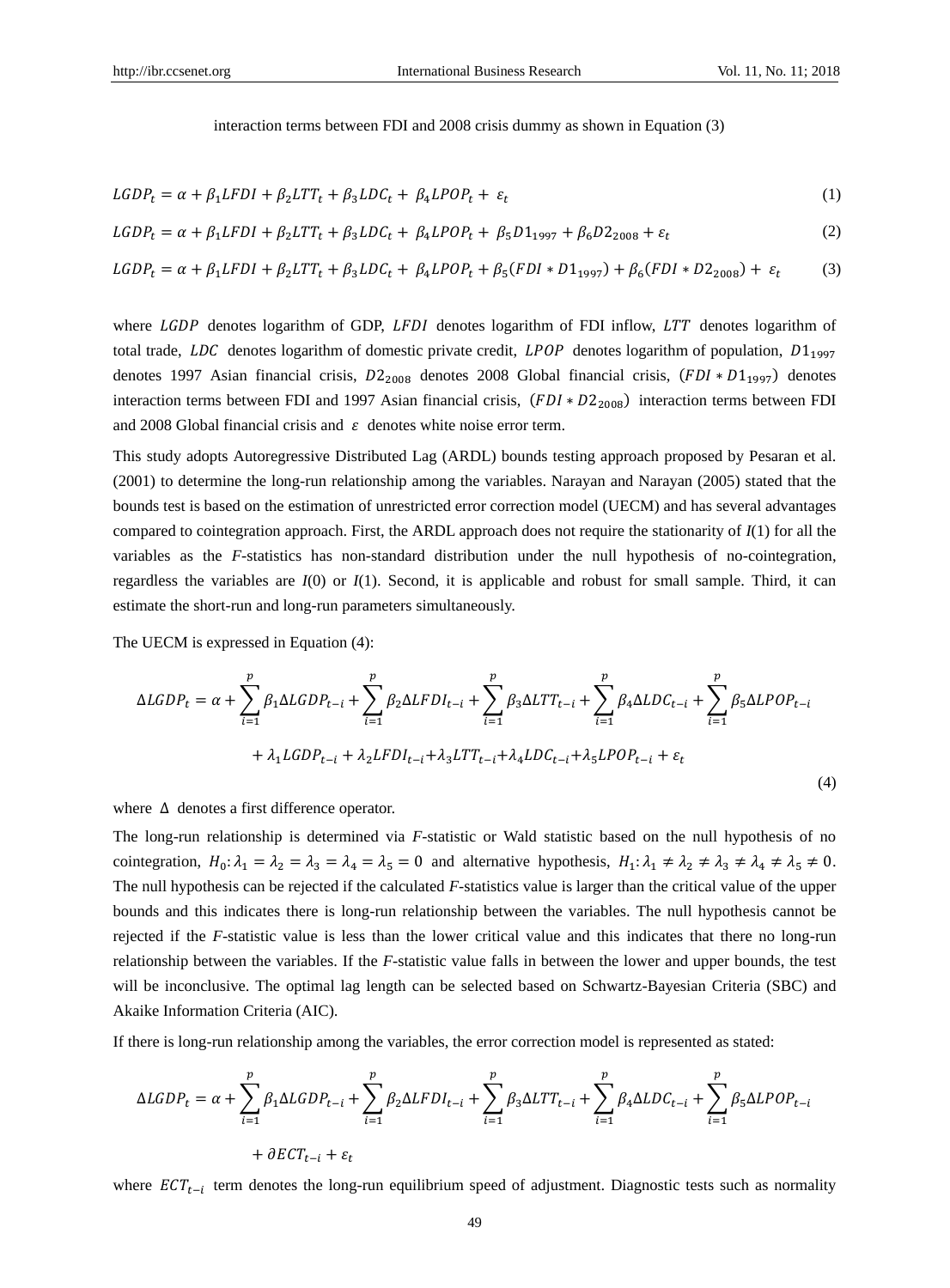interaction terms between FDI and 2008 crisis dummy as shown in Equation (3)

$$LGDP_t = \alpha + \beta_1 LFDI + \beta_2 LTT_t + \beta_3 LDC_t + \beta_4 LPOP_t + \varepsilon_t \tag{1}$$

$$LGDP_t = \alpha + \beta_1 LFDI + \beta_2 LTT_t + \beta_3 LDC_t + \beta_4 LPOP_t + \beta_5 D1_{1997} + \beta_6 D2_{2008} + \varepsilon_t \tag{2}$$

$$LGDP_t = \alpha + \beta_1 LFDI + \beta_2 LTT_t + \beta_3 LDC_t + \beta_4 LPOP_t + \beta_5 (FDI * D1_{1997}) + \beta_6 (FDI * D2_{2008}) + \varepsilon_t \tag{3}$$

where $LGDP$ denotes logarithm of GDP, $LFDI$ denotes logarithm of FDI inflow, $LTT$ denotes logarithm of total trade, $LDC$ denotes logarithm of domestic private credit, $LPOP$ denotes logarithm of population, $D1_{1997}$ denotes 1997 Asian financial crisis, $D2_{2008}$ denotes 2008 Global financial crisis, $(FDI * D1_{1997})$ denotes interaction terms between FDI and 1997 Asian financial crisis, $(FDI * D2_{2008})$ interaction terms between FDI and 2008 Global financial crisis and $\varepsilon$ denotes white noise error term.

This study adopts Autoregressive Distributed Lag (ARDL) bounds testing approach proposed by Pesaran et al. (2001) to determine the long-run relationship among the variables. Narayan and Narayan (2005) stated that the bounds test is based on the estimation of unrestricted error correction model (UECM) and has several advantages compared to cointegration approach. First, the ARDL approach does not require the stationarity of *I*(1) for all the variables as the *F*-statistics has non-standard distribution under the null hypothesis of no-cointegration, regardless the variables are *I*(0) or *I*(1). Second, it is applicable and robust for small sample. Third, it can estimate the short-run and long-run parameters simultaneously.

The UECM is expressed in Equation (4):

$$\Delta LGDP_t = \alpha + \sum_{i=1}^{p} \beta_1 \Delta LGDP_{t-i} + \sum_{i=1}^{p} \beta_2 \Delta LFDI_{t-i} + \sum_{i=1}^{p} \beta_3 \Delta LTT_{t-i} + \sum_{i=1}^{p} \beta_4 \Delta LDC_{t-i} + \sum_{i=1}^{p} \beta_5 \Delta LPOP_{t-i} + \lambda_1 LGDP_{t-i} + \lambda_2 LFDI_{t-i} + \lambda_3 LTT_{t-i} + \lambda_4 LDC_{t-i} + \lambda_5 LPOP_{t-i} + \varepsilon_t \tag{4}$$

where $\Delta$ denotes a first difference operator.

The long-run relationship is determined via *F*-statistic or Wald statistic based on the null hypothesis of no cointegration, $H_0: \lambda_1 = \lambda_2 = \lambda_3 = \lambda_4 = \lambda_5 = 0$ and alternative hypothesis, $H_1: \lambda_1 \neq \lambda_2 \neq \lambda_3 \neq \lambda_4 \neq \lambda_5 \neq 0$. The null hypothesis can be rejected if the calculated *F*-statistics value is larger than the critical value of the upper bounds and this indicates there is long-run relationship between the variables. The null hypothesis cannot be rejected if the *F*-statistic value is less than the lower critical value and this indicates that there no long-run relationship between the variables. If the *F*-statistic value falls in between the lower and upper bounds, the test will be inconclusive. The optimal lag length can be selected based on Schwartz-Bayesian Criteria (SBC) and Akaike Information Criteria (AIC).

If there is long-run relationship among the variables, the error correction model is represented as stated:

$$\Delta LGDP_t = \alpha + \sum_{i=1}^{p} \beta_1 \Delta LGDP_{t-i} + \sum_{i=1}^{p} \beta_2 \Delta LFDI_{t-i} + \sum_{i=1}^{p} \beta_3 \Delta LTT_{t-i} + \sum_{i=1}^{p} \beta_4 \Delta LDC_{t-i} + \sum_{i=1}^{p} \beta_5 \Delta LPOP_{t-i} + \partial ECT_{t-i} + \varepsilon_t$$

where $ECT_{t-i}$ term denotes the long-run equilibrium speed of adjustment. Diagnostic tests such as normality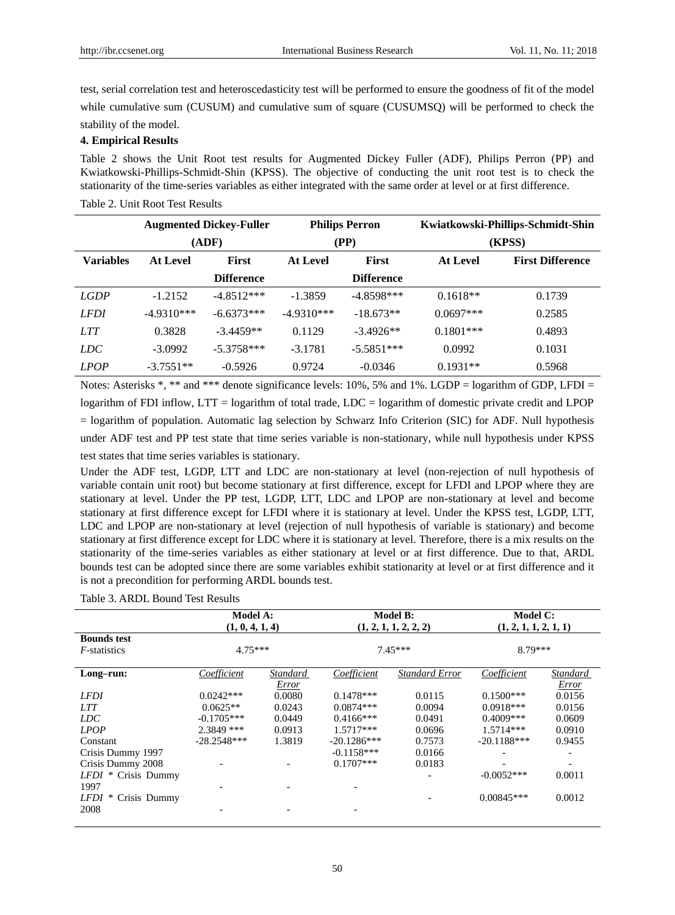test, serial correlation test and heteroscedasticity test will be performed to ensure the goodness of fit of the model while cumulative sum (CUSUM) and cumulative sum of square (CUSUMSQ) will be performed to check the stability of the model.

## 4. Empirical Results

Table 2 shows the Unit Root test results for Augmented Dickey Fuller (ADF), Philips Perron (PP) and Kwiatkowski-Phillips-Schmidt-Shin (KPSS). The objective of conducting the unit root test is to check the stationarity of the time-series variables as either integrated with the same order at level or at first difference.

Table 2. Unit Root Test Results

| | Augmented Dickey-Fuller (ADF) | | Philips Perron (PP) | | Kwiatkowski-Phillips-Schmidt-Shin (KPSS) | |
|---|---|---|---|---|---|---|
| **Variables** | **At Level** | **First Difference** | **At Level** | **First Difference** | **At Level** | **First Difference** |
| *LGDP* | -1.2152 | -4.8512*** | -1.3859 | -4.8598*** | 0.1618** | 0.1739 |
| *LFDI* | -4.9310*** | -6.6373*** | -4.9310*** | -18.673** | 0.0697*** | 0.2585 |
| *LTT* | 0.3828 | -3.4459** | 0.1129 | -3.4926** | 0.1801*** | 0.4893 |
| *LDC* | -3.0992 | -5.3758*** | -3.1781 | -5.5851*** | 0.0992 | 0.1031 |
| *LPOP* | -3.7551** | -0.5926 | 0.9724 | -0.0346 | 0.1931** | 0.5968 |

Notes: Asterisks *, ** and *** denote significance levels: 10%, 5% and 1%. LGDP = logarithm of GDP, LFDI = logarithm of FDI inflow, LTT = logarithm of total trade, LDC = logarithm of domestic private credit and LPOP = logarithm of population. Automatic lag selection by Schwarz Info Criterion (SIC) for ADF. Null hypothesis under ADF test and PP test state that time series variable is non-stationary, while null hypothesis under KPSS test states that time series variables is stationary.

Under the ADF test, LGDP, LTT and LDC are non-stationary at level (non-rejection of null hypothesis of variable contain unit root) but become stationary at first difference, except for LFDI and LPOP where they are stationary at level. Under the PP test, LGDP, LTT, LDC and LPOP are non-stationary at level and become stationary at first difference except for LFDI where it is stationary at level. Under the KPSS test, LGDP, LTT, LDC and LPOP are non-stationary at level (rejection of null hypothesis of variable is stationary) and become stationary at first difference except for LDC where it is stationary at level. Therefore, there is a mix results on the stationarity of the time-series variables as either stationary at level or at first difference. Due to that, ARDL bounds test can be adopted since there are some variables exhibit stationarity at level or at first difference and it is not a precondition for performing ARDL bounds test.

Table 3. ARDL Bound Test Results

| | Model A: (1, 0, 4, 1, 4) | | Model B: (1, 2, 1, 1, 2, 2, 2) | | Model C: (1, 2, 1, 1, 2, 1, 1) | |
|---|---|---|---|---|---|---|
| **Bounds test** *F*-statistics | 4.75*** | | 7.45*** | | 8.79*** | |
| **Long–run:** | *Coefficient* | *Standard Error* | *Coefficient* | *Standard Error* | *Coefficient* | *Standard Error* |
| *LFDI* | 0.0242*** | 0.0080 | 0.1478*** | 0.0115 | 0.1500*** | 0.0156 |
| *LTT* | 0.0625** | 0.0243 | 0.0874*** | 0.0094 | 0.0918*** | 0.0156 |
| *LDC* | -0.1705*** | 0.0449 | 0.4166*** | 0.0491 | 0.4009*** | 0.0609 |
| *LPOP* | 2.3849 *** | 0.0913 | 1.5717*** | 0.0696 | 1.5714*** | 0.0910 |
| Constant | -28.2548*** | 1.3819 | -20.1286*** | 0.7573 | -20.1188*** | 0.9455 |
| Crisis Dummy 1997 | | | -0.1158*** | 0.0166 | - | - |
| Crisis Dummy 2008 | - | - | 0.1707*** | 0.0183 | - | - |
| *LFDI* * Crisis Dummy 1997 | - | - | - | - | -0.0052*** | 0.0011 |
| *LFDI* * Crisis Dummy 2008 | - | - | - | - | 0.00845*** | 0.0012 |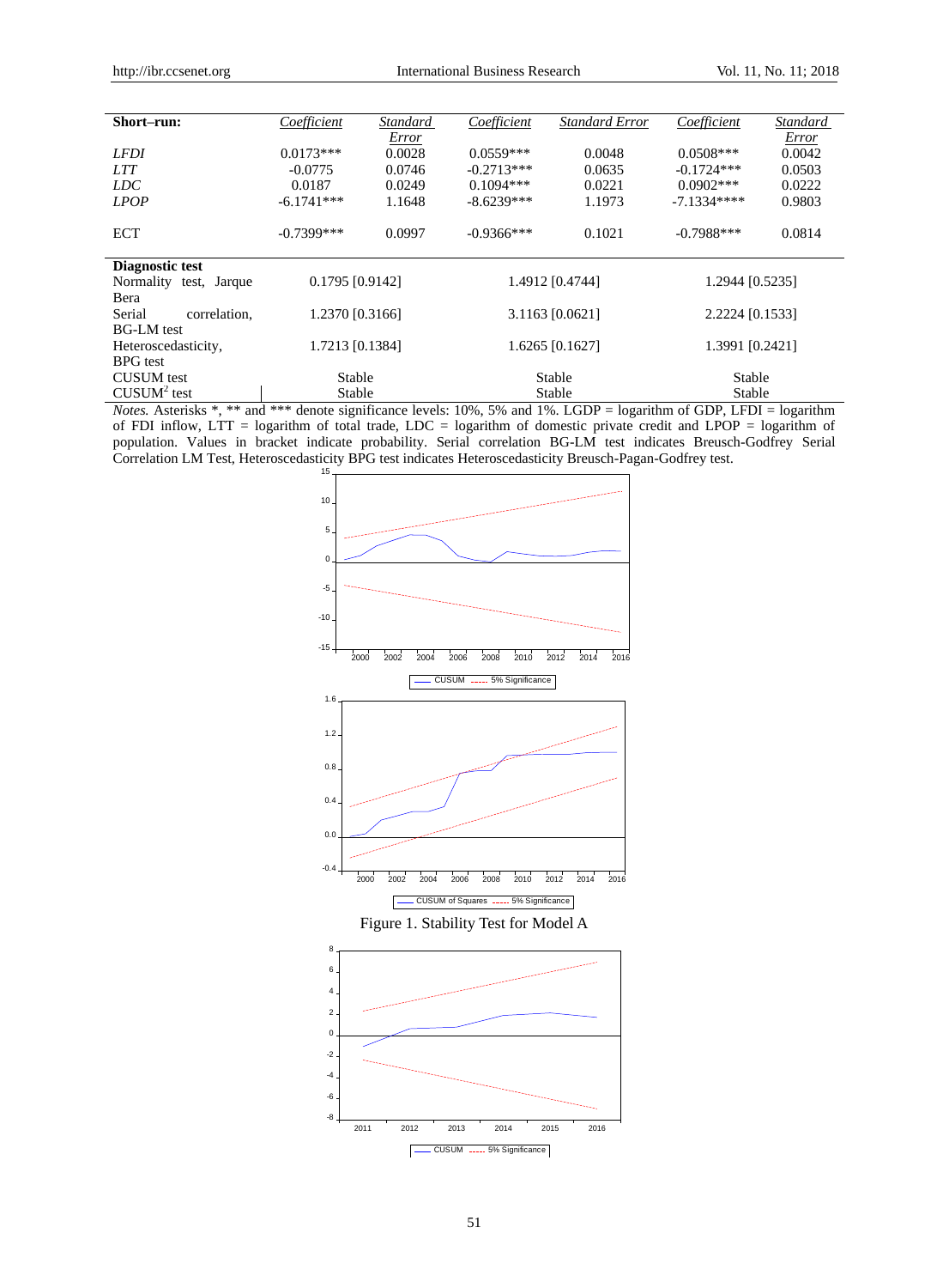| Short–run: | *Coefficient* | *Standard Error* | *Coefficient* | *Standard Error* | *Coefficient* | *Standard Error* |
|---|---|---|---|---|---|---|
| *LFDI* | 0.0173*** | 0.0028 | 0.0559*** | 0.0048 | 0.0508*** | 0.0042 |
| *LTT* | -0.0775 | 0.0746 | -0.2713*** | 0.0635 | -0.1724*** | 0.0503 |
| *LDC* | 0.0187 | 0.0249 | 0.1094*** | 0.0221 | 0.0902*** | 0.0222 |
| *LPOP* | -6.1741*** | 1.1648 | -8.6239*** | 1.1973 | -7.1334**** | 0.9803 |
| ECT | -0.7399*** | 0.0997 | -0.9366*** | 0.1021 | -0.7988*** | 0.0814 |
| **Diagnostic test** | | | | | | |
| Normality test, Jarque Bera | 0.1795 [0.9142] | | 1.4912 [0.4744] | | 1.2944 [0.5235] | |
| Serial correlation, BG-LM test | 1.2370 [0.3166] | | 3.1163 [0.0621] | | 2.2224 [0.1533] | |
| Heteroscedasticity, BPG test | 1.7213 [0.1384] | | 1.6265 [0.1627] | | 1.3991 [0.2421] | |
| CUSUM test | Stable | | Stable | | Stable | |
| $CUSUM^2$ test | Stable | | Stable | | Stable | |

*Notes.* Asterisks *, ** and *** denote significance levels: 10%, 5% and 1%. LGDP = logarithm of GDP, LFDI = logarithm of FDI inflow, LTT = logarithm of total trade, LDC = logarithm of domestic private credit and LPOP = logarithm of population. Values in bracket indicate probability. Serial correlation BG-LM test indicates Breusch-Godfrey Serial Correlation LM Test, Heteroscedasticity BPG test indicates Heteroscedasticity Breusch-Pagan-Godfrey test.

15
10
5
0
-5
-10
-15
2000 2002 2004 2006 2008 2010 2012 2014 2016
CUSUM 5% Significance

1.6
1.2
0.8
0.4
0.0
-0.4
2000 2002 2004 2006 2008 2010 2012 2014 2016
CUSUM of Squares 5% Significance

Figure 1. Stability Test for Model A

8
6
4
2
0
-2
-4
-6
-8
2011 2012 2013 2014 2015 2016
CUSUM 5% Significance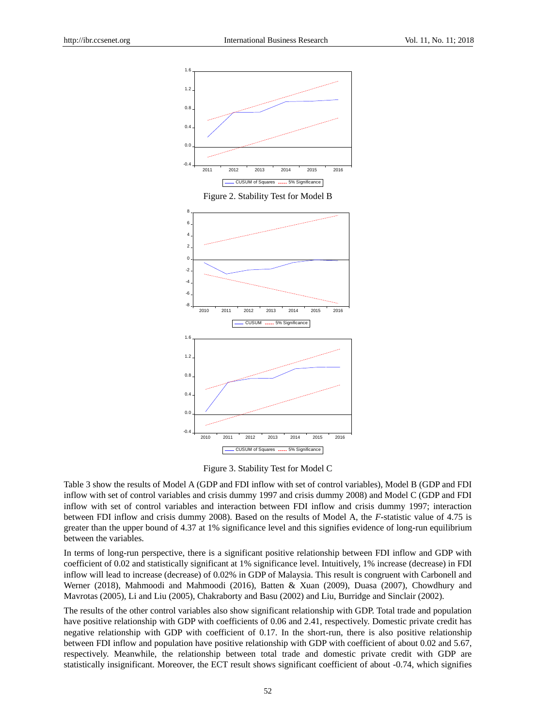Figure 2. Stability Test for Model B

Figure 3. Stability Test for Model C

Table 3 show the results of Model A (GDP and FDI inflow with set of control variables), Model B (GDP and FDI inflow with set of control variables and crisis dummy 1997 and crisis dummy 2008) and Model C (GDP and FDI inflow with set of control variables and interaction between FDI inflow and crisis dummy 1997; interaction between FDI inflow and crisis dummy 2008). Based on the results of Model A, the *F*-statistic value of 4.75 is greater than the upper bound of 4.37 at 1% significance level and this signifies evidence of long-run equilibrium between the variables.

In terms of long-run perspective, there is a significant positive relationship between FDI inflow and GDP with coefficient of 0.02 and statistically significant at 1% significance level. Intuitively, 1% increase (decrease) in FDI inflow will lead to increase (decrease) of 0.02% in GDP of Malaysia. This result is congruent with Carbonell and Werner (2018), Mahmoodi and Mahmoodi (2016), Batten & Xuan (2009), Duasa (2007), Chowdhury and Mavrotas (2005), Li and Liu (2005), Chakraborty and Basu (2002) and Liu, Burridge and Sinclair (2002).

The results of the other control variables also show significant relationship with GDP. Total trade and population have positive relationship with GDP with coefficients of 0.06 and 2.41, respectively. Domestic private credit has negative relationship with GDP with coefficient of 0.17. In the short-run, there is also positive relationship between FDI inflow and population have positive relationship with GDP with coefficient of about 0.02 and 5.67, respectively. Meanwhile, the relationship between total trade and domestic private credit with GDP are statistically insignificant. Moreover, the ECT result shows significant coefficient of about -0.74, which signifies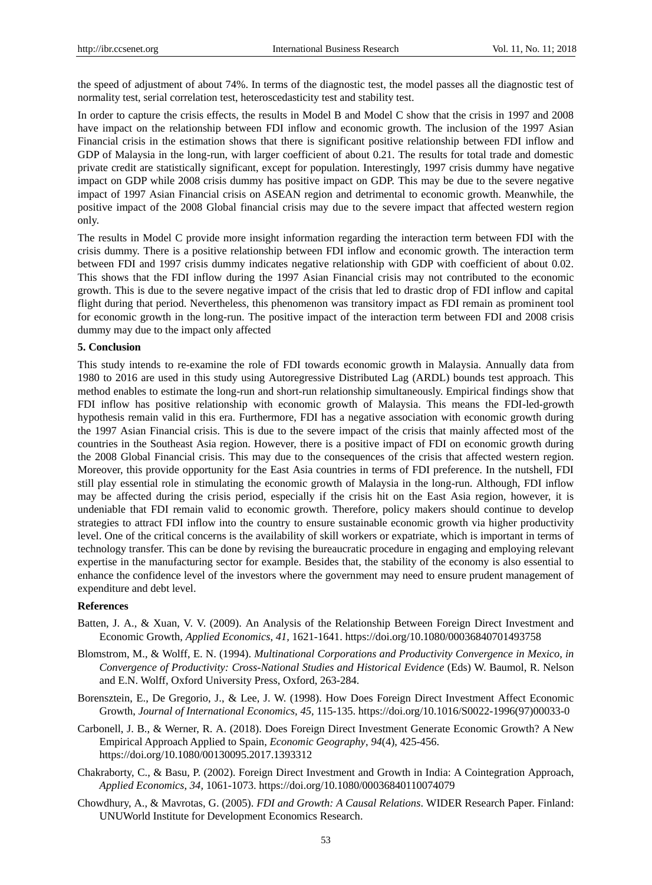the speed of adjustment of about 74%. In terms of the diagnostic test, the model passes all the diagnostic test of normality test, serial correlation test, heteroscedasticity test and stability test.

In order to capture the crisis effects, the results in Model B and Model C show that the crisis in 1997 and 2008 have impact on the relationship between FDI inflow and economic growth. The inclusion of the 1997 Asian Financial crisis in the estimation shows that there is significant positive relationship between FDI inflow and GDP of Malaysia in the long-run, with larger coefficient of about 0.21. The results for total trade and domestic private credit are statistically significant, except for population. Interestingly, 1997 crisis dummy have negative impact on GDP while 2008 crisis dummy has positive impact on GDP. This may be due to the severe negative impact of 1997 Asian Financial crisis on ASEAN region and detrimental to economic growth. Meanwhile, the positive impact of the 2008 Global financial crisis may due to the severe impact that affected western region only.

The results in Model C provide more insight information regarding the interaction term between FDI with the crisis dummy. There is a positive relationship between FDI inflow and economic growth. The interaction term between FDI and 1997 crisis dummy indicates negative relationship with GDP with coefficient of about 0.02. This shows that the FDI inflow during the 1997 Asian Financial crisis may not contributed to the economic growth. This is due to the severe negative impact of the crisis that led to drastic drop of FDI inflow and capital flight during that period. Nevertheless, this phenomenon was transitory impact as FDI remain as prominent tool for economic growth in the long-run. The positive impact of the interaction term between FDI and 2008 crisis dummy may due to the impact only affected

## 5. Conclusion

This study intends to re-examine the role of FDI towards economic growth in Malaysia. Annually data from 1980 to 2016 are used in this study using Autoregressive Distributed Lag (ARDL) bounds test approach. This method enables to estimate the long-run and short-run relationship simultaneously. Empirical findings show that FDI inflow has positive relationship with economic growth of Malaysia. This means the FDI-led-growth hypothesis remain valid in this era. Furthermore, FDI has a negative association with economic growth during the 1997 Asian Financial crisis. This is due to the severe impact of the crisis that mainly affected most of the countries in the Southeast Asia region. However, there is a positive impact of FDI on economic growth during the 2008 Global Financial crisis. This may due to the consequences of the crisis that affected western region. Moreover, this provide opportunity for the East Asia countries in terms of FDI preference. In the nutshell, FDI still play essential role in stimulating the economic growth of Malaysia in the long-run. Although, FDI inflow may be affected during the crisis period, especially if the crisis hit on the East Asia region, however, it is undeniable that FDI remain valid to economic growth. Therefore, policy makers should continue to develop strategies to attract FDI inflow into the country to ensure sustainable economic growth via higher productivity level. One of the critical concerns is the availability of skill workers or expatriate, which is important in terms of technology transfer. This can be done by revising the bureaucratic procedure in engaging and employing relevant expertise in the manufacturing sector for example. Besides that, the stability of the economy is also essential to enhance the confidence level of the investors where the government may need to ensure prudent management of expenditure and debt level.

## References

Batten, J. A., & Xuan, V. V. (2009). An Analysis of the Relationship Between Foreign Direct Investment and Economic Growth, *Applied Economics*, *41*, 1621-1641. https://doi.org/10.1080/00036840701493758

Blomstrom, M., & Wolff, E. N. (1994). *Multinational Corporations and Productivity Convergence in Mexico, in Convergence of Productivity: Cross-National Studies and Historical Evidence* (Eds) W. Baumol, R. Nelson and E.N. Wolff, Oxford University Press, Oxford, 263-284.

Borensztein, E., De Gregorio, J., & Lee, J. W. (1998). How Does Foreign Direct Investment Affect Economic Growth, *Journal of International Economics*, *45*, 115-135. https://doi.org/10.1016/S0022-1996(97)00033-0

Carbonell, J. B., & Werner, R. A. (2018). Does Foreign Direct Investment Generate Economic Growth? A New Empirical Approach Applied to Spain, *Economic Geography*, *94*(4), 425-456. https://doi.org/10.1080/00130095.2017.1393312

Chakraborty, C., & Basu, P. (2002). Foreign Direct Investment and Growth in India: A Cointegration Approach, *Applied Economics*, *34*, 1061-1073. https://doi.org/10.1080/00036840110074079

Chowdhury, A., & Mavrotas, G. (2005). *FDI and Growth: A Causal Relations*. WIDER Research Paper. Finland: UNUWorld Institute for Development Economics Research.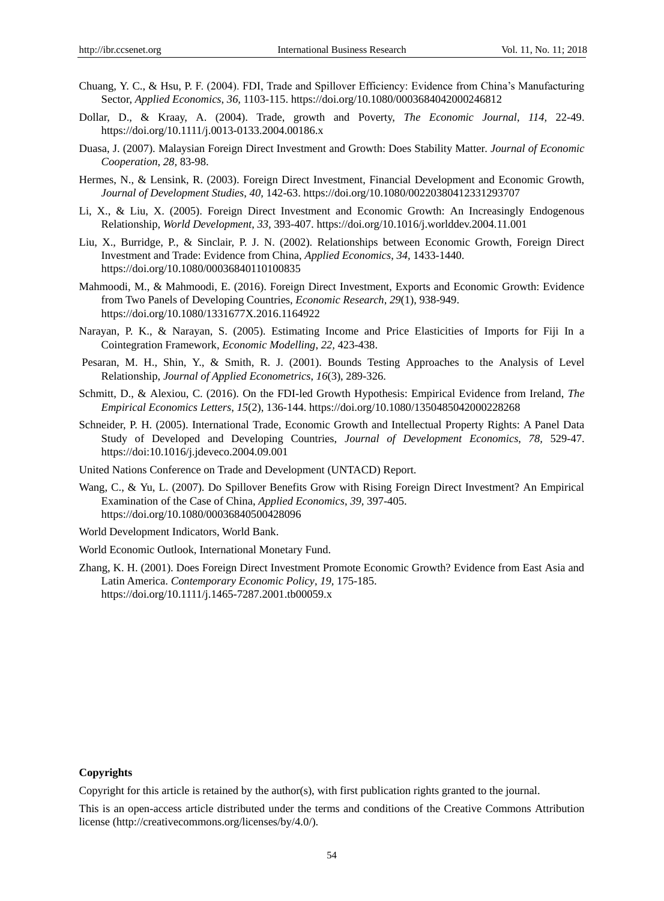Chuang, Y. C., & Hsu, P. F. (2004). FDI, Trade and Spillover Efficiency: Evidence from China's Manufacturing Sector, *Applied Economics*, *36,* 1103-115. https://doi.org/10.1080/0003684042000246812

Dollar, D., & Kraay, A. (2004). Trade, growth and Poverty, *The Economic Journal*, *114,* 22-49. https://doi.org/10.1111/j.0013-0133.2004.00186.x

Duasa, J. (2007). Malaysian Foreign Direct Investment and Growth: Does Stability Matter. *Journal of Economic Cooperation*, *28,* 83-98.

Hermes, N., & Lensink, R. (2003). Foreign Direct Investment, Financial Development and Economic Growth, *Journal of Development Studies*, *40,* 142-63. https://doi.org/10.1080/00220380412331293707

Li, X., & Liu, X. (2005). Foreign Direct Investment and Economic Growth: An Increasingly Endogenous Relationship, *World Development*, *33,* 393-407. https://doi.org/10.1016/j.worlddev.2004.11.001

Liu, X., Burridge, P., & Sinclair, P. J. N. (2002). Relationships between Economic Growth, Foreign Direct Investment and Trade: Evidence from China, *Applied Economics*, *34,* 1433-1440. https://doi.org/10.1080/00036840110100835

Mahmoodi, M., & Mahmoodi, E. (2016). Foreign Direct Investment, Exports and Economic Growth: Evidence from Two Panels of Developing Countries, *Economic Research*, *29*(1), 938-949. https://doi.org/10.1080/1331677X.2016.1164922

Narayan, P. K., & Narayan, S. (2005). Estimating Income and Price Elasticities of Imports for Fiji In a Cointegration Framework, *Economic Modelling*, *22,* 423-438.

Pesaran, M. H., Shin, Y., & Smith, R. J. (2001). Bounds Testing Approaches to the Analysis of Level Relationship, *Journal of Applied Econometrics*, *16*(3), 289-326.

Schmitt, D., & Alexiou, C. (2016). On the FDI-led Growth Hypothesis: Empirical Evidence from Ireland, *The Empirical Economics Letters*, *15*(2), 136-144. https://doi.org/10.1080/1350485042000228268

Schneider, P. H. (2005). International Trade, Economic Growth and Intellectual Property Rights: A Panel Data Study of Developed and Developing Countries, *Journal of Development Economics*, *78,* 529-47. https://doi:10.1016/j.jdeveco.2004.09.001

United Nations Conference on Trade and Development (UNTACD) Report.

Wang, C., & Yu, L. (2007). Do Spillover Benefits Grow with Rising Foreign Direct Investment? An Empirical Examination of the Case of China, *Applied Economics*, *39,* 397-405. https://doi.org/10.1080/00036840500428096

World Development Indicators, World Bank.

World Economic Outlook, International Monetary Fund.

Zhang, K. H. (2001). Does Foreign Direct Investment Promote Economic Growth? Evidence from East Asia and Latin America. *Contemporary Economic Policy*, *19,* 175-185. https://doi.org/10.1111/j.1465-7287.2001.tb00059.x

**Copyrights**

Copyright for this article is retained by the author(s), with first publication rights granted to the journal.

This is an open-access article distributed under the terms and conditions of the Creative Commons Attribution license (http://creativecommons.org/licenses/by/4.0/).